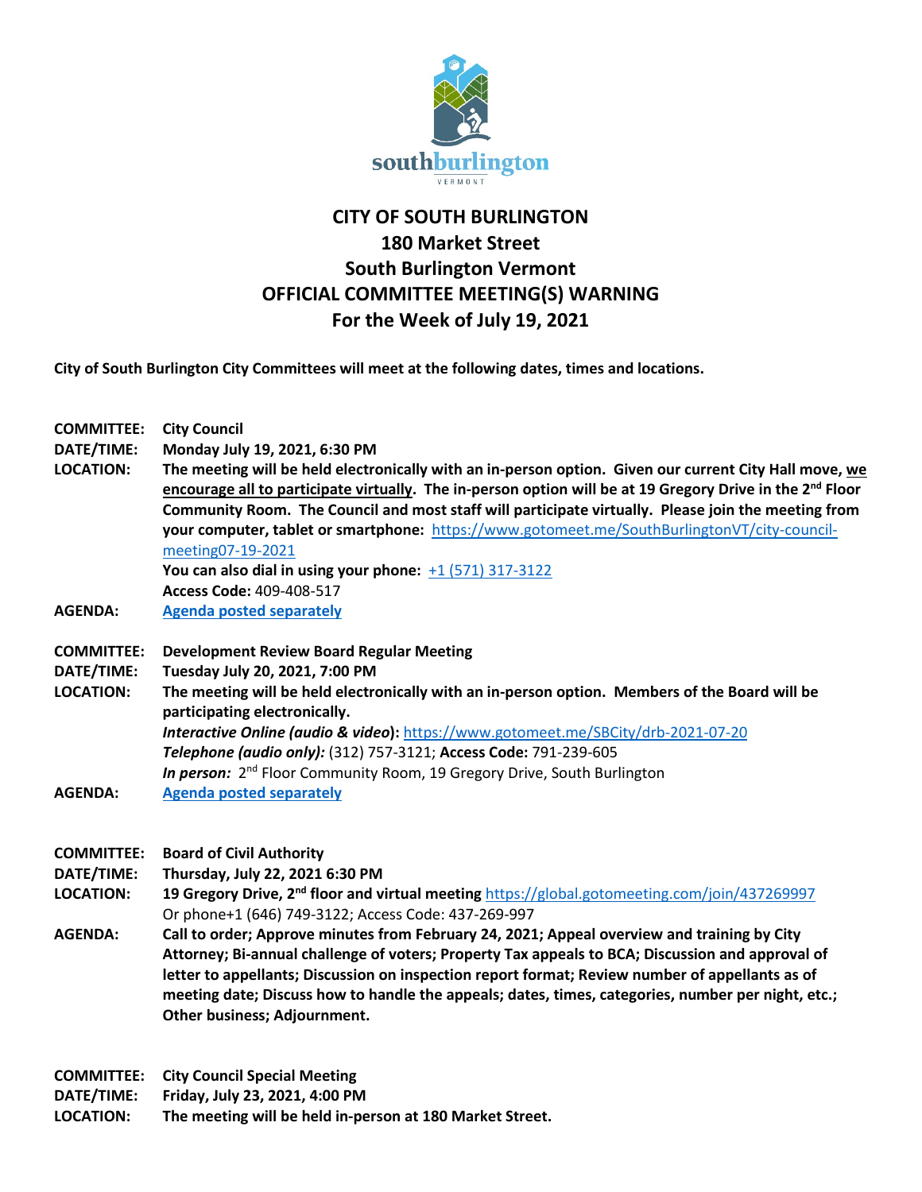# CITY OF SOUTH BURLINGTON
## 180 Market Street
## South Burlington Vermont
## OFFICIAL COMMITTEE MEETING(S) WARNING
## For the Week of July 19, 2021

**City of South Burlington City Committees will meet at the following dates, times and locations.**

**COMMITTEE:** **City Council**
**DATE/TIME:** **Monday July 19, 2021, 6:30 PM**
**LOCATION:** **The meeting will be held electronically with an in-person option. Given our current City Hall move, we encourage all to participate virtually. The in-person option will be at 19 Gregory Drive in the 2nd Floor Community Room. The Council and most staff will participate virtually. Please join the meeting from your computer, tablet or smartphone:** https://www.gotomeet.me/SouthBurlingtonVT/city-council-meeting07-19-2021
**You can also dial in using your phone:** +1 (571) 317-3122
**Access Code:** 409-408-517
**AGENDA:** **Agenda posted separately**

**COMMITTEE:** **Development Review Board Regular Meeting**
**DATE/TIME:** **Tuesday July 20, 2021, 7:00 PM**
**LOCATION:** **The meeting will be held electronically with an in-person option. Members of the Board will be participating electronically.**
***Interactive Online (audio & video)*:** https://www.gotomeet.me/SBCity/drb-2021-07-20
***Telephone (audio only):*** (312) 757-3121; **Access Code:** 791-239-605
***In person:*** 2nd Floor Community Room, 19 Gregory Drive, South Burlington
**AGENDA:** **Agenda posted separately**

**COMMITTEE:** **Board of Civil Authority**
**DATE/TIME:** **Thursday, July 22, 2021 6:30 PM**
**LOCATION:** **19 Gregory Drive, 2nd floor and virtual meeting** https://global.gotomeeting.com/join/437269997
Or phone+1 (646) 749-3122; Access Code: 437-269-997
**AGENDA:** **Call to order; Approve minutes from February 24, 2021; Appeal overview and training by City Attorney; Bi-annual challenge of voters; Property Tax appeals to BCA; Discussion and approval of letter to appellants; Discussion on inspection report format; Review number of appellants as of meeting date; Discuss how to handle the appeals; dates, times, categories, number per night, etc.; Other business; Adjournment.**

**COMMITTEE:** **City Council Special Meeting**
**DATE/TIME:** **Friday, July 23, 2021, 4:00 PM**
**LOCATION:** **The meeting will be held in-person at 180 Market Street.**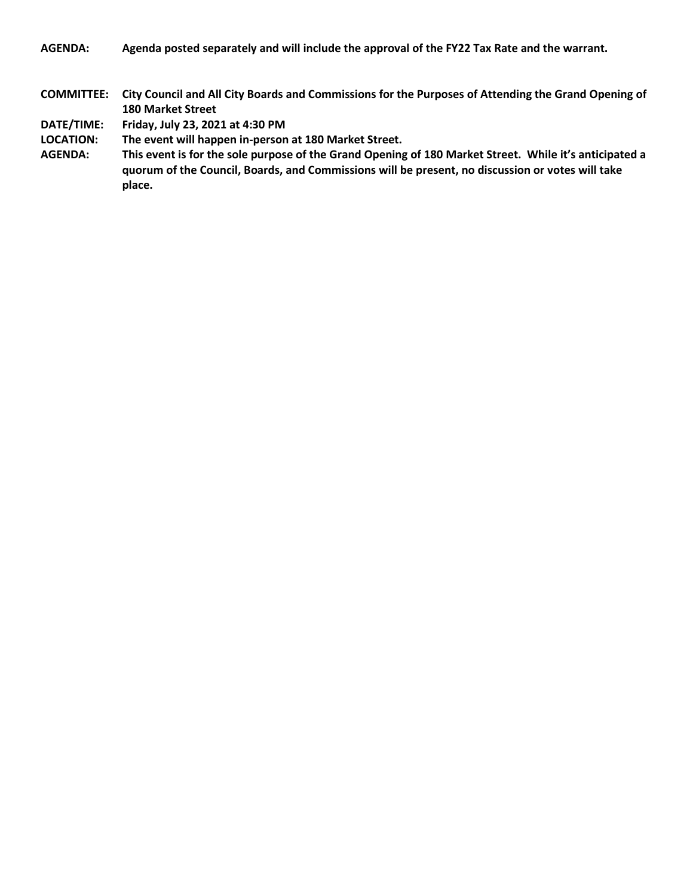**AGENDA:** **Agenda posted separately and will include the approval of the FY22 Tax Rate and the warrant.**

**COMMITTEE:** **City Council and All City Boards and Commissions for the Purposes of Attending the Grand Opening of 180 Market Street**

**DATE/TIME:** **Friday, July 23, 2021 at 4:30 PM**

**LOCATION:** **The event will happen in-person at 180 Market Street.**

**AGENDA:** **This event is for the sole purpose of the Grand Opening of 180 Market Street. While it's anticipated a quorum of the Council, Boards, and Commissions will be present, no discussion or votes will take place.**